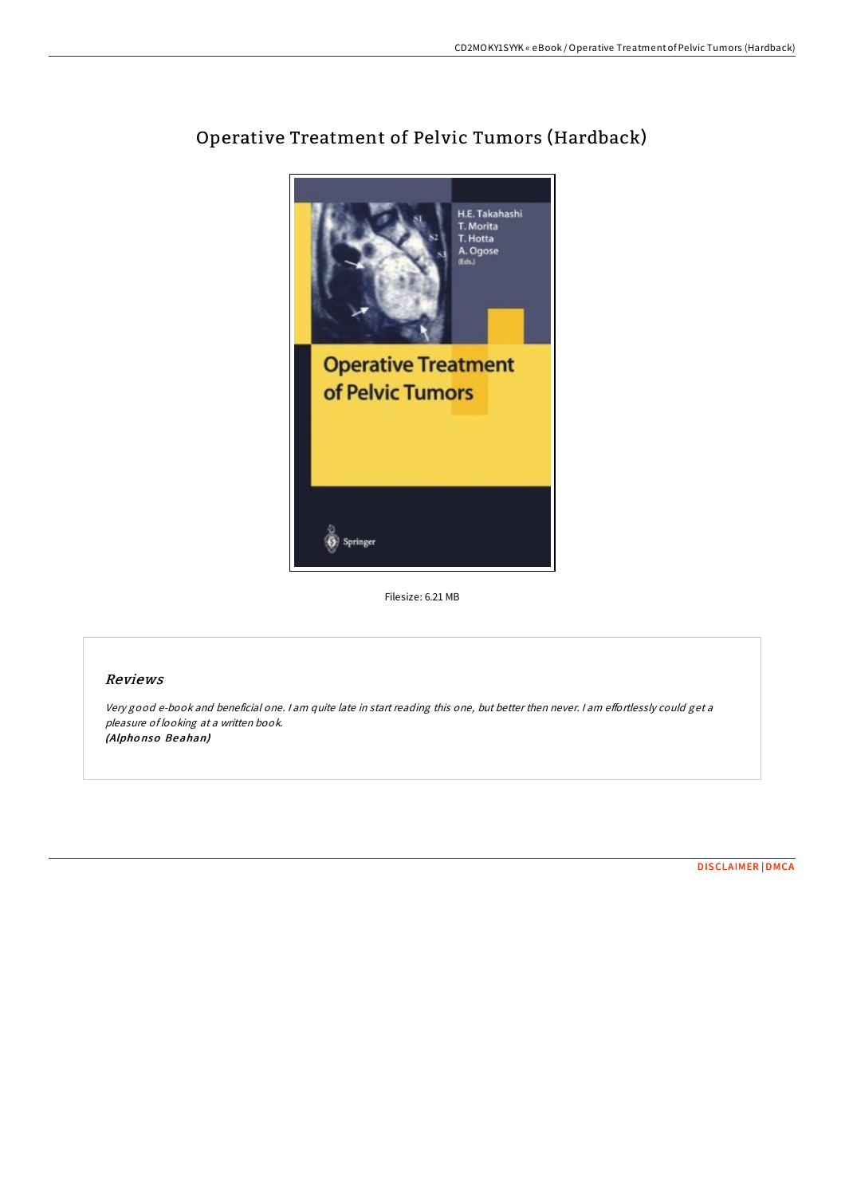# Operative Treatment of Pelvic Tumors (Hardback)

Filesize: 6.21 MB

## *Reviews*

*Very good e-book and beneficial one. I am quite late in start reading this one, but better then never. I am effortlessly could get a pleasure of looking at a written book.*
***(Alphonso Beahan)***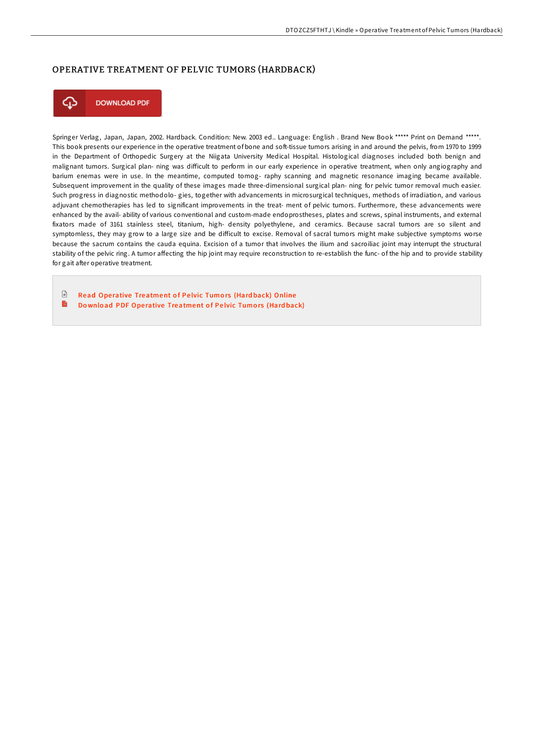# OPERATIVE TREATMENT OF PELVIC TUMORS (HARDBACK)

DOWNLOAD PDF

Springer Verlag, Japan, Japan, 2002. Hardback. Condition: New. 2003 ed.. Language: English . Brand New Book ***** Print on Demand *****. This book presents our experience in the operative treatment of bone and soft-tissue tumors arising in and around the pelvis, from 1970 to 1999 in the Department of Orthopedic Surgery at the Niigata University Medical Hospital. Histological diagnoses included both benign and malignant tumors. Surgical plan- ning was difficult to perform in our early experience in operative treatment, when only angiography and barium enemas were in use. In the meantime, computed tomog- raphy scanning and magnetic resonance imaging became available. Subsequent improvement in the quality of these images made three-dimensional surgical plan- ning for pelvic tumor removal much easier. Such progress in diagnostic methodolo- gies, together with advancements in microsurgical techniques, methods of irradiation, and various adjuvant chemotherapies has led to significant improvements in the treat- ment of pelvic tumors. Furthermore, these advancements were enhanced by the avail- ability of various conventional and custom-made endoprostheses, plates and screws, spinal instruments, and external fixators made of 3161 stainless steel, titanium, high- density polyethylene, and ceramics. Because sacral tumors are so silent and symptomless, they may grow to a large size and be difficult to excise. Removal of sacral tumors might make subjective symptoms worse because the sacrum contains the cauda equina. Excision of a tumor that involves the ilium and sacroiliac joint may interrupt the structural stability of the pelvic ring. A tumor affecting the hip joint may require reconstruction to re-establish the func- of the hip and to provide stability for gait after operative treatment.

- Read Operative Treatment of Pelvic Tumors (Hardback) Online
- Download PDF Operative Treatment of Pelvic Tumors (Hardback)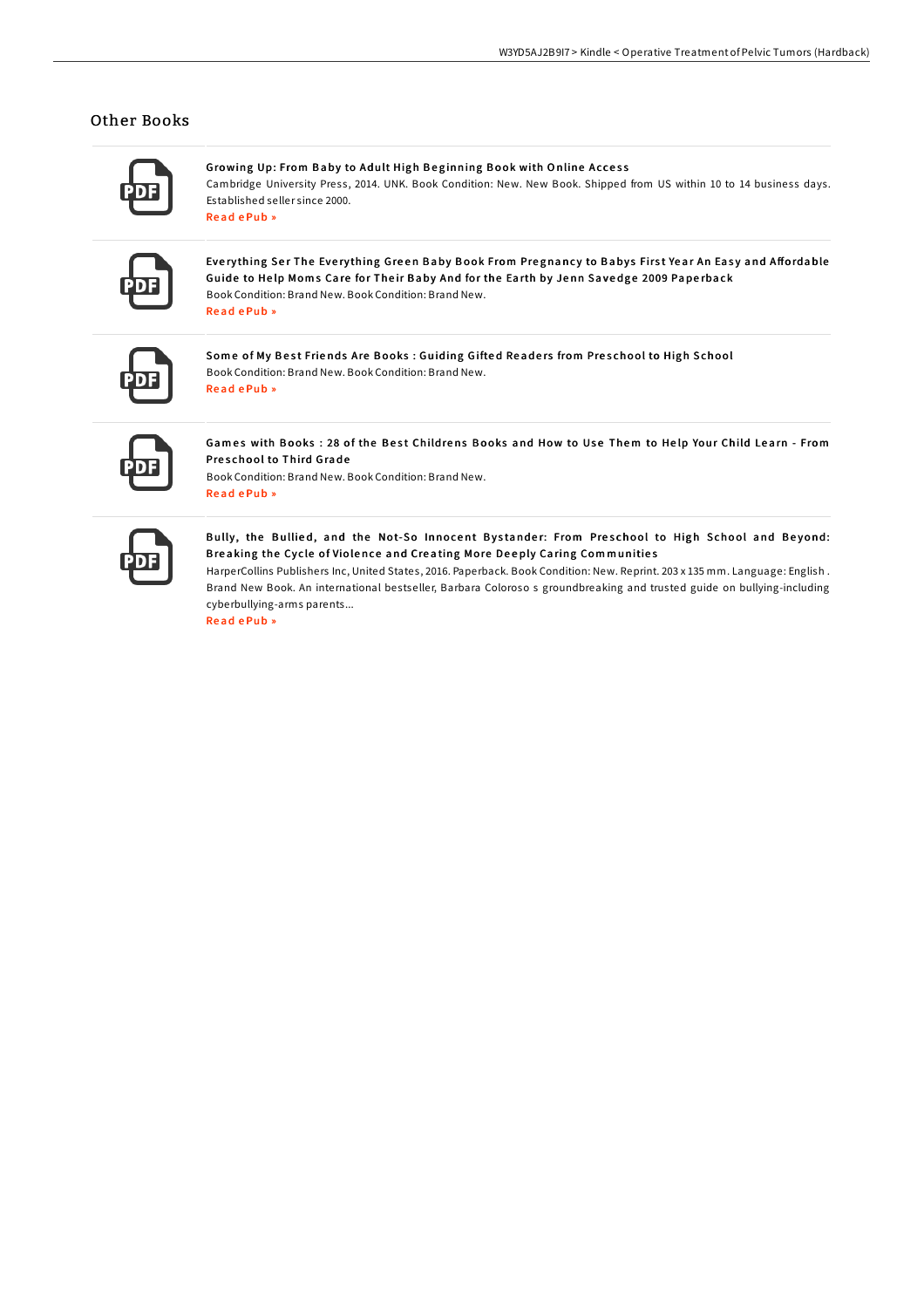## Other Books

**Growing Up: From Baby to Adult High Beginning Book with Online Access**
Cambridge University Press, 2014. UNK. Book Condition: New. New Book. Shipped from US within 10 to 14 business days. Established seller since 2000.
Read ePub »

**Everything Ser The Everything Green Baby Book From Pregnancy to Babys First Year An Easy and Affordable Guide to Help Moms Care for Their Baby And for the Earth by Jenn Savedge 2009 Paperback**
Book Condition: Brand New. Book Condition: Brand New.
Read ePub »

**Some of My Best Friends Are Books : Guiding Gifted Readers from Preschool to High School**
Book Condition: Brand New. Book Condition: Brand New.
Read ePub »

**Games with Books : 28 of the Best Childrens Books and How to Use Them to Help Your Child Learn - From Preschool to Third Grade**
Book Condition: Brand New. Book Condition: Brand New.
Read ePub »

**Bully, the Bullied, and the Not-So Innocent Bystander: From Preschool to High School and Beyond: Breaking the Cycle of Violence and Creating More Deeply Caring Communities**
HarperCollins Publishers Inc, United States, 2016. Paperback. Book Condition: New. Reprint. 203 x 135 mm. Language: English . Brand New Book. An international bestseller, Barbara Coloroso s groundbreaking and trusted guide on bullying-including cyberbullying-arms parents...
Read ePub »